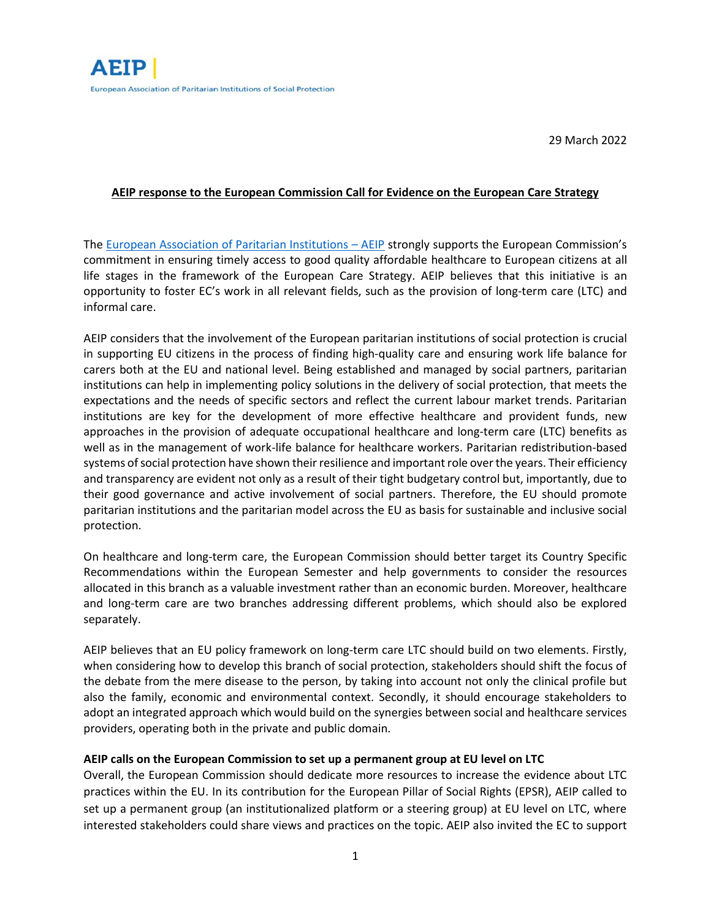**AEIP |**

European Association of Paritarian Institutions of Social Protection

29 March 2022

**AEIP response to the European Commission Call for Evidence on the European Care Strategy**

The [European Association of Paritarian Institutions – AEIP]() strongly supports the European Commission's commitment in ensuring timely access to good quality affordable healthcare to European citizens at all life stages in the framework of the European Care Strategy. AEIP believes that this initiative is an opportunity to foster EC's work in all relevant fields, such as the provision of long-term care (LTC) and informal care.

AEIP considers that the involvement of the European paritarian institutions of social protection is crucial in supporting EU citizens in the process of finding high-quality care and ensuring work life balance for carers both at the EU and national level. Being established and managed by social partners, paritarian institutions can help in implementing policy solutions in the delivery of social protection, that meets the expectations and the needs of specific sectors and reflect the current labour market trends. Paritarian institutions are key for the development of more effective healthcare and provident funds, new approaches in the provision of adequate occupational healthcare and long-term care (LTC) benefits as well as in the management of work-life balance for healthcare workers. Paritarian redistribution-based systems of social protection have shown their resilience and important role over the years. Their efficiency and transparency are evident not only as a result of their tight budgetary control but, importantly, due to their good governance and active involvement of social partners. Therefore, the EU should promote paritarian institutions and the paritarian model across the EU as basis for sustainable and inclusive social protection.

On healthcare and long-term care, the European Commission should better target its Country Specific Recommendations within the European Semester and help governments to consider the resources allocated in this branch as a valuable investment rather than an economic burden. Moreover, healthcare and long-term care are two branches addressing different problems, which should also be explored separately.

AEIP believes that an EU policy framework on long-term care LTC should build on two elements. Firstly, when considering how to develop this branch of social protection, stakeholders should shift the focus of the debate from the mere disease to the person, by taking into account not only the clinical profile but also the family, economic and environmental context. Secondly, it should encourage stakeholders to adopt an integrated approach which would build on the synergies between social and healthcare services providers, operating both in the private and public domain.

**AEIP calls on the European Commission to set up a permanent group at EU level on LTC**

Overall, the European Commission should dedicate more resources to increase the evidence about LTC practices within the EU. In its contribution for the European Pillar of Social Rights (EPSR), AEIP called to set up a permanent group (an institutionalized platform or a steering group) at EU level on LTC, where interested stakeholders could share views and practices on the topic. AEIP also invited the EC to support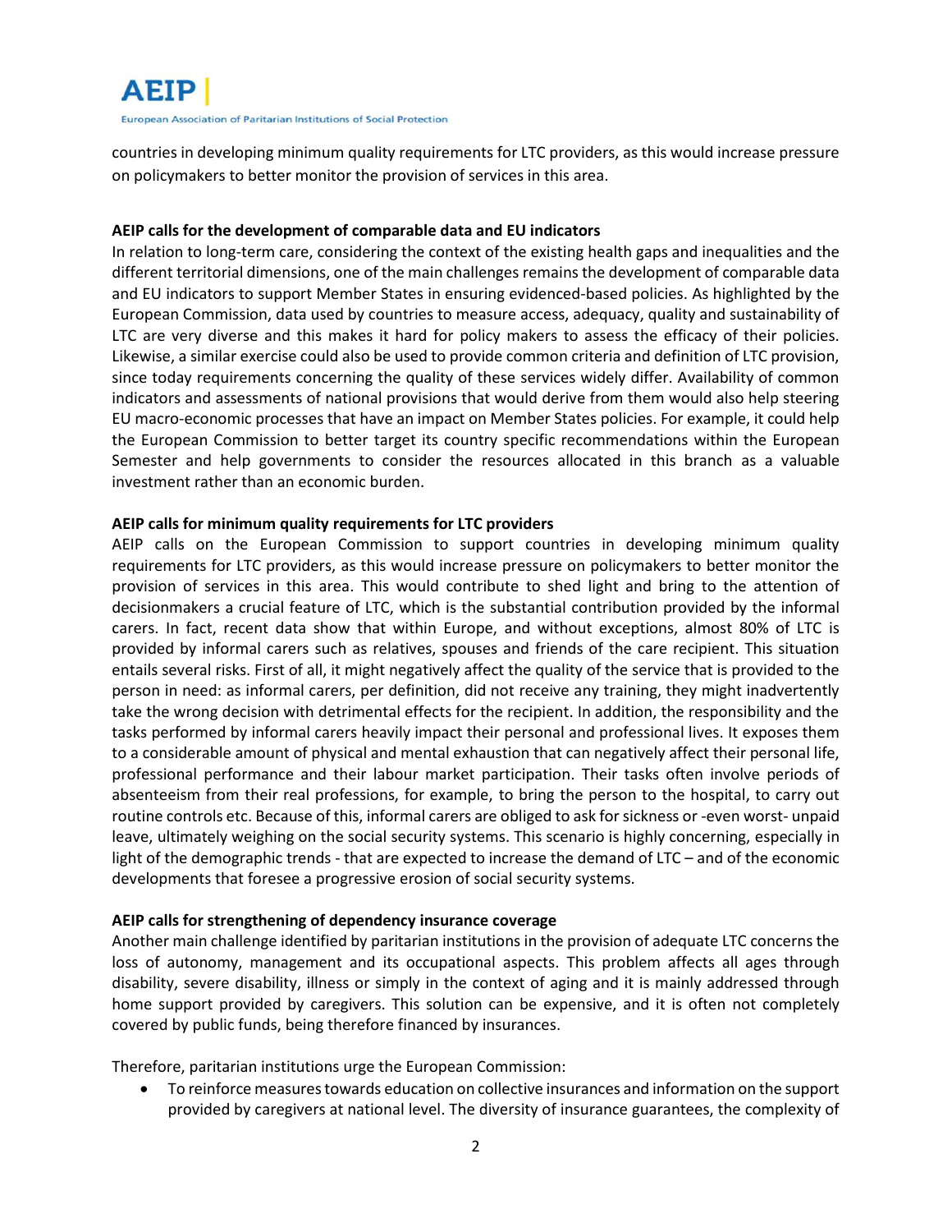countries in developing minimum quality requirements for LTC providers, as this would increase pressure on policymakers to better monitor the provision of services in this area.

**AEIP calls for the development of comparable data and EU indicators**

In relation to long-term care, considering the context of the existing health gaps and inequalities and the different territorial dimensions, one of the main challenges remains the development of comparable data and EU indicators to support Member States in ensuring evidenced-based policies. As highlighted by the European Commission, data used by countries to measure access, adequacy, quality and sustainability of LTC are very diverse and this makes it hard for policy makers to assess the efficacy of their policies. Likewise, a similar exercise could also be used to provide common criteria and definition of LTC provision, since today requirements concerning the quality of these services widely differ. Availability of common indicators and assessments of national provisions that would derive from them would also help steering EU macro-economic processes that have an impact on Member States policies. For example, it could help the European Commission to better target its country specific recommendations within the European Semester and help governments to consider the resources allocated in this branch as a valuable investment rather than an economic burden.

**AEIP calls for minimum quality requirements for LTC providers**

AEIP calls on the European Commission to support countries in developing minimum quality requirements for LTC providers, as this would increase pressure on policymakers to better monitor the provision of services in this area. This would contribute to shed light and bring to the attention of decisionmakers a crucial feature of LTC, which is the substantial contribution provided by the informal carers. In fact, recent data show that within Europe, and without exceptions, almost 80% of LTC is provided by informal carers such as relatives, spouses and friends of the care recipient. This situation entails several risks. First of all, it might negatively affect the quality of the service that is provided to the person in need: as informal carers, per definition, did not receive any training, they might inadvertently take the wrong decision with detrimental effects for the recipient. In addition, the responsibility and the tasks performed by informal carers heavily impact their personal and professional lives. It exposes them to a considerable amount of physical and mental exhaustion that can negatively affect their personal life, professional performance and their labour market participation. Their tasks often involve periods of absenteeism from their real professions, for example, to bring the person to the hospital, to carry out routine controls etc. Because of this, informal carers are obliged to ask for sickness or -even worst- unpaid leave, ultimately weighing on the social security systems. This scenario is highly concerning, especially in light of the demographic trends - that are expected to increase the demand of LTC – and of the economic developments that foresee a progressive erosion of social security systems.

**AEIP calls for strengthening of dependency insurance coverage**

Another main challenge identified by paritarian institutions in the provision of adequate LTC concerns the loss of autonomy, management and its occupational aspects. This problem affects all ages through disability, severe disability, illness or simply in the context of aging and it is mainly addressed through home support provided by caregivers. This solution can be expensive, and it is often not completely covered by public funds, being therefore financed by insurances.

Therefore, paritarian institutions urge the European Commission:

- To reinforce measures towards education on collective insurances and information on the support provided by caregivers at national level. The diversity of insurance guarantees, the complexity of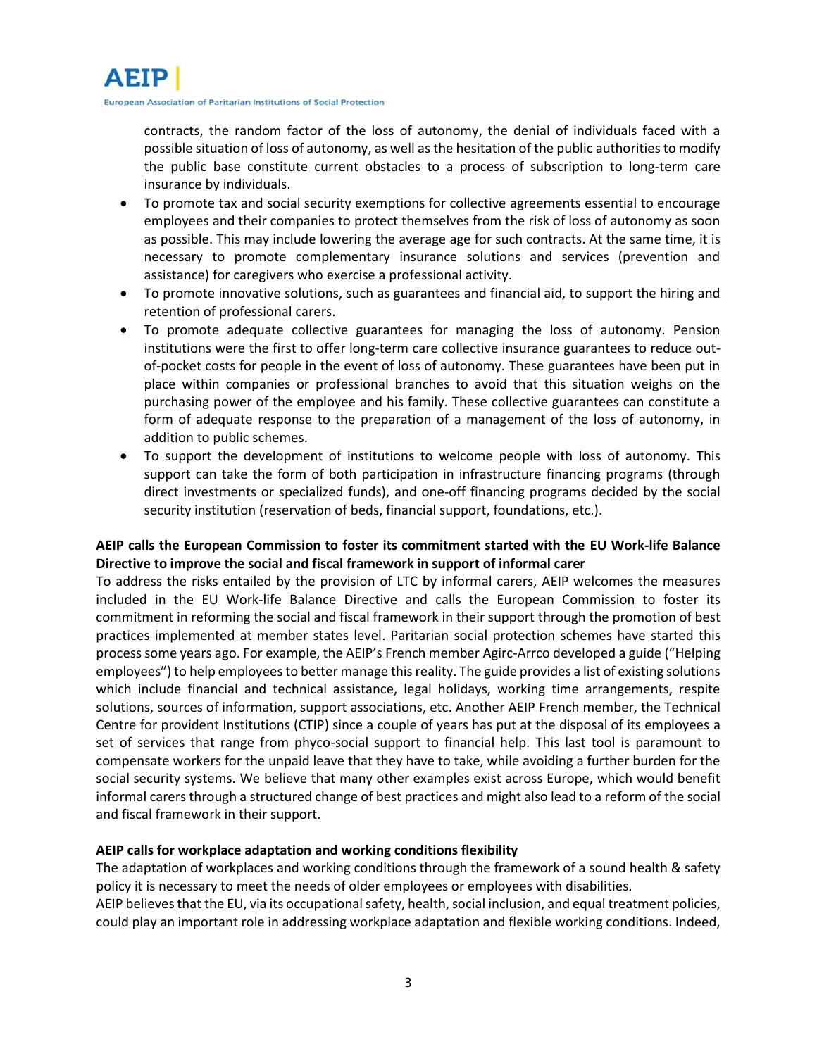contracts, the random factor of the loss of autonomy, the denial of individuals faced with a possible situation of loss of autonomy, as well as the hesitation of the public authorities to modify the public base constitute current obstacles to a process of subscription to long-term care insurance by individuals.

- To promote tax and social security exemptions for collective agreements essential to encourage employees and their companies to protect themselves from the risk of loss of autonomy as soon as possible. This may include lowering the average age for such contracts. At the same time, it is necessary to promote complementary insurance solutions and services (prevention and assistance) for caregivers who exercise a professional activity.
- To promote innovative solutions, such as guarantees and financial aid, to support the hiring and retention of professional carers.
- To promote adequate collective guarantees for managing the loss of autonomy. Pension institutions were the first to offer long-term care collective insurance guarantees to reduce out-of-pocket costs for people in the event of loss of autonomy. These guarantees have been put in place within companies or professional branches to avoid that this situation weighs on the purchasing power of the employee and his family. These collective guarantees can constitute a form of adequate response to the preparation of a management of the loss of autonomy, in addition to public schemes.
- To support the development of institutions to welcome people with loss of autonomy. This support can take the form of both participation in infrastructure financing programs (through direct investments or specialized funds), and one-off financing programs decided by the social security institution (reservation of beds, financial support, foundations, etc.).

**AEIP calls the European Commission to foster its commitment started with the EU Work-life Balance Directive to improve the social and fiscal framework in support of informal carer**

To address the risks entailed by the provision of LTC by informal carers, AEIP welcomes the measures included in the EU Work-life Balance Directive and calls the European Commission to foster its commitment in reforming the social and fiscal framework in their support through the promotion of best practices implemented at member states level. Paritarian social protection schemes have started this process some years ago. For example, the AEIP's French member Agirc-Arrco developed a guide ("Helping employees") to help employees to better manage this reality. The guide provides a list of existing solutions which include financial and technical assistance, legal holidays, working time arrangements, respite solutions, sources of information, support associations, etc. Another AEIP French member, the Technical Centre for provident Institutions (CTIP) since a couple of years has put at the disposal of its employees a set of services that range from phyco-social support to financial help. This last tool is paramount to compensate workers for the unpaid leave that they have to take, while avoiding a further burden for the social security systems. We believe that many other examples exist across Europe, which would benefit informal carers through a structured change of best practices and might also lead to a reform of the social and fiscal framework in their support.

**AEIP calls for workplace adaptation and working conditions flexibility**

The adaptation of workplaces and working conditions through the framework of a sound health & safety policy it is necessary to meet the needs of older employees or employees with disabilities.

AEIP believes that the EU, via its occupational safety, health, social inclusion, and equal treatment policies, could play an important role in addressing workplace adaptation and flexible working conditions. Indeed,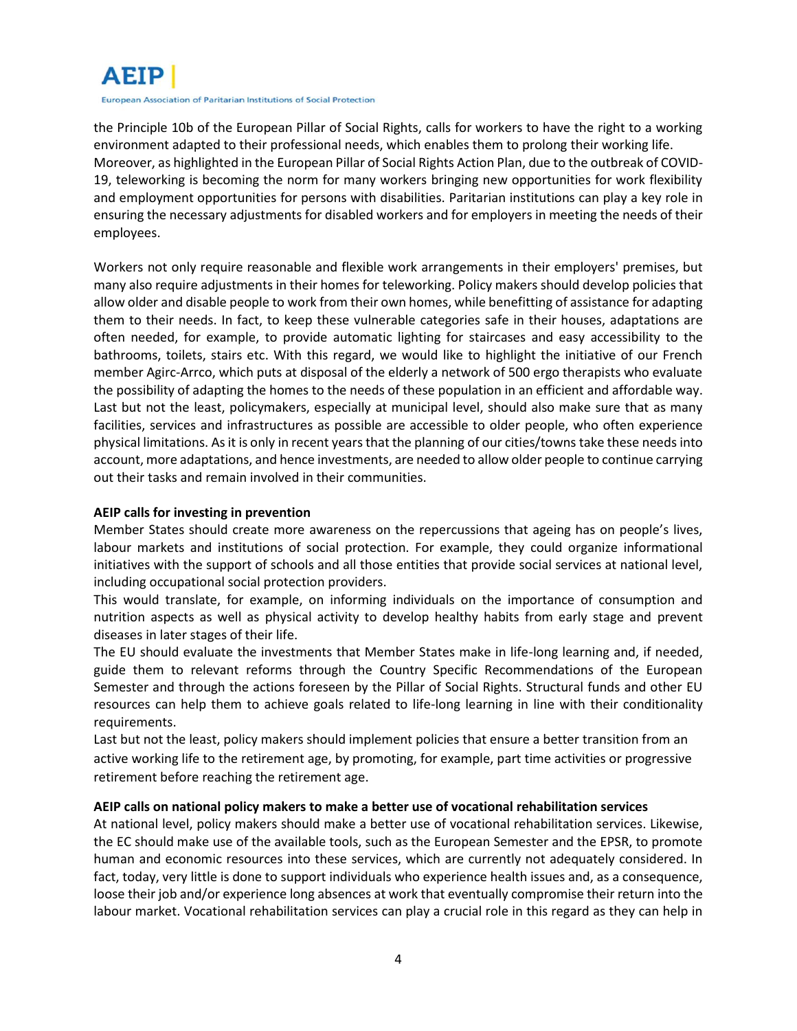the Principle 10b of the European Pillar of Social Rights, calls for workers to have the right to a working environment adapted to their professional needs, which enables them to prolong their working life. Moreover, as highlighted in the European Pillar of Social Rights Action Plan, due to the outbreak of COVID-19, teleworking is becoming the norm for many workers bringing new opportunities for work flexibility and employment opportunities for persons with disabilities. Paritarian institutions can play a key role in ensuring the necessary adjustments for disabled workers and for employers in meeting the needs of their employees.

Workers not only require reasonable and flexible work arrangements in their employers' premises, but many also require adjustments in their homes for teleworking. Policy makers should develop policies that allow older and disable people to work from their own homes, while benefitting of assistance for adapting them to their needs. In fact, to keep these vulnerable categories safe in their houses, adaptations are often needed, for example, to provide automatic lighting for staircases and easy accessibility to the bathrooms, toilets, stairs etc. With this regard, we would like to highlight the initiative of our French member Agirc-Arrco, which puts at disposal of the elderly a network of 500 ergo therapists who evaluate the possibility of adapting the homes to the needs of these population in an efficient and affordable way. Last but not the least, policymakers, especially at municipal level, should also make sure that as many facilities, services and infrastructures as possible are accessible to older people, who often experience physical limitations. As it is only in recent years that the planning of our cities/towns take these needs into account, more adaptations, and hence investments, are needed to allow older people to continue carrying out their tasks and remain involved in their communities.

**AEIP calls for investing in prevention**

Member States should create more awareness on the repercussions that ageing has on people's lives, labour markets and institutions of social protection. For example, they could organize informational initiatives with the support of schools and all those entities that provide social services at national level, including occupational social protection providers.

This would translate, for example, on informing individuals on the importance of consumption and nutrition aspects as well as physical activity to develop healthy habits from early stage and prevent diseases in later stages of their life.

The EU should evaluate the investments that Member States make in life-long learning and, if needed, guide them to relevant reforms through the Country Specific Recommendations of the European Semester and through the actions foreseen by the Pillar of Social Rights. Structural funds and other EU resources can help them to achieve goals related to life-long learning in line with their conditionality requirements.

Last but not the least, policy makers should implement policies that ensure a better transition from an active working life to the retirement age, by promoting, for example, part time activities or progressive retirement before reaching the retirement age.

**AEIP calls on national policy makers to make a better use of vocational rehabilitation services**

At national level, policy makers should make a better use of vocational rehabilitation services. Likewise, the EC should make use of the available tools, such as the European Semester and the EPSR, to promote human and economic resources into these services, which are currently not adequately considered. In fact, today, very little is done to support individuals who experience health issues and, as a consequence, loose their job and/or experience long absences at work that eventually compromise their return into the labour market. Vocational rehabilitation services can play a crucial role in this regard as they can help in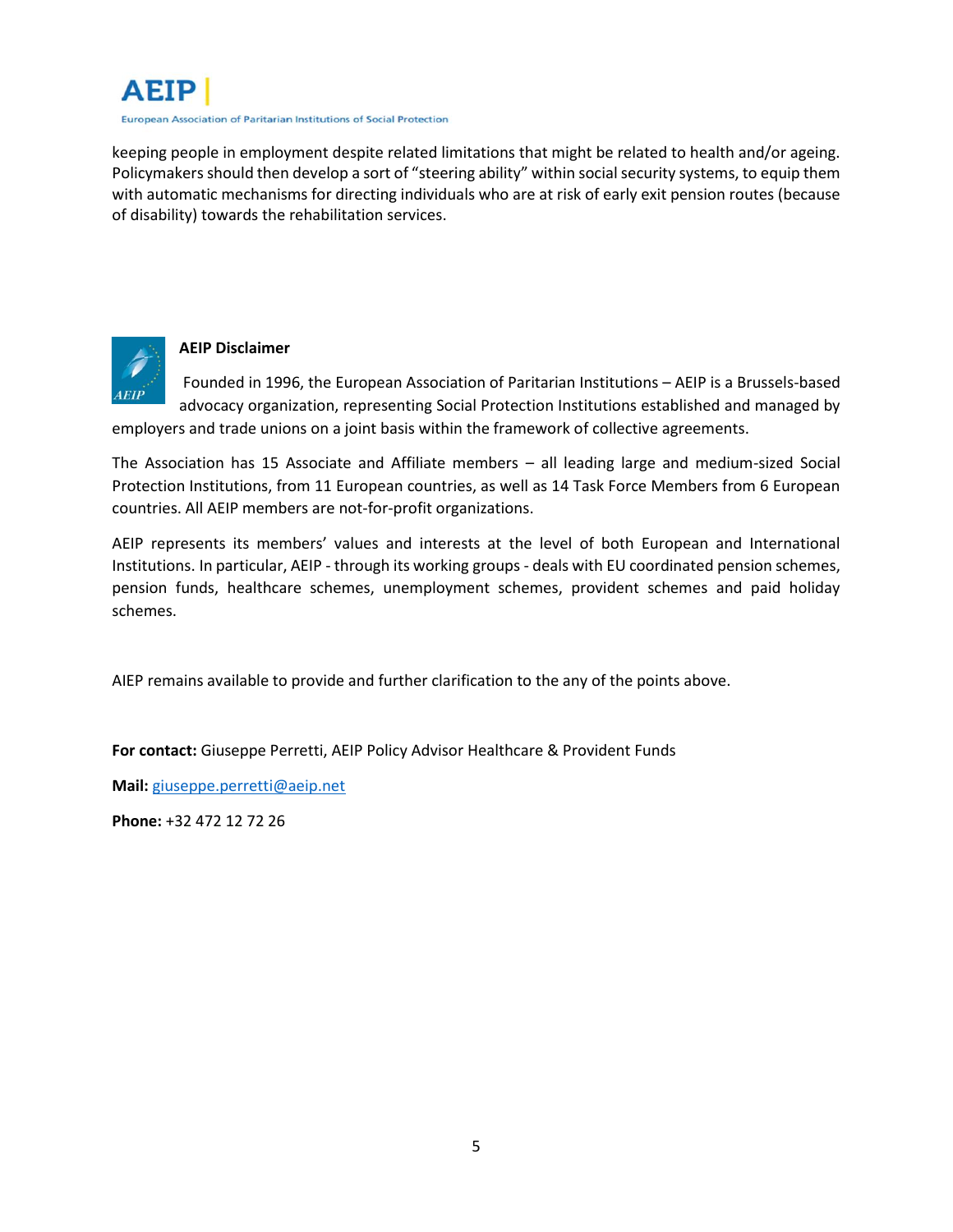keeping people in employment despite related limitations that might be related to health and/or ageing. Policymakers should then develop a sort of "steering ability" within social security systems, to equip them with automatic mechanisms for directing individuals who are at risk of early exit pension routes (because of disability) towards the rehabilitation services.

**AEIP Disclaimer**

Founded in 1996, the European Association of Paritarian Institutions – AEIP is a Brussels-based advocacy organization, representing Social Protection Institutions established and managed by employers and trade unions on a joint basis within the framework of collective agreements.

The Association has 15 Associate and Affiliate members – all leading large and medium-sized Social Protection Institutions, from 11 European countries, as well as 14 Task Force Members from 6 European countries. All AEIP members are not-for-profit organizations.

AEIP represents its members' values and interests at the level of both European and International Institutions. In particular, AEIP - through its working groups - deals with EU coordinated pension schemes, pension funds, healthcare schemes, unemployment schemes, provident schemes and paid holiday schemes.

AIEP remains available to provide and further clarification to the any of the points above.

**For contact:** Giuseppe Perretti, AEIP Policy Advisor Healthcare & Provident Funds

**Mail:** giuseppe.perretti@aeip.net

**Phone:** +32 472 12 72 26